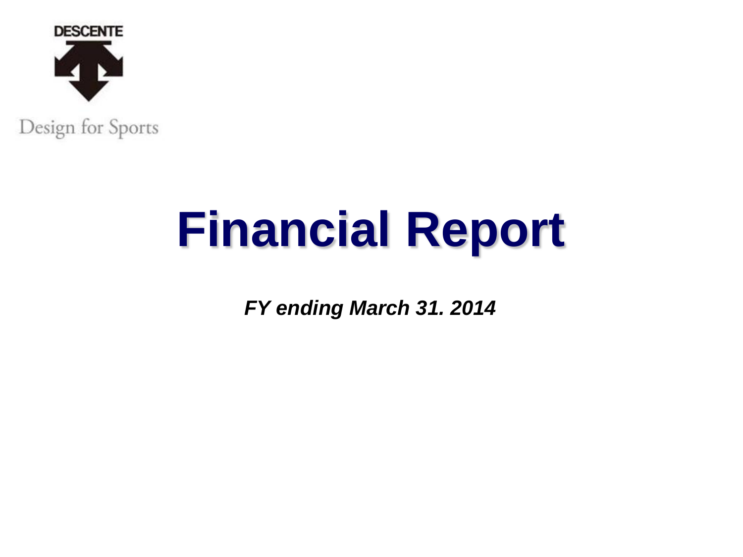DESCENTE

Design for Sports

# Financial Report

***FY ending March 31. 2014***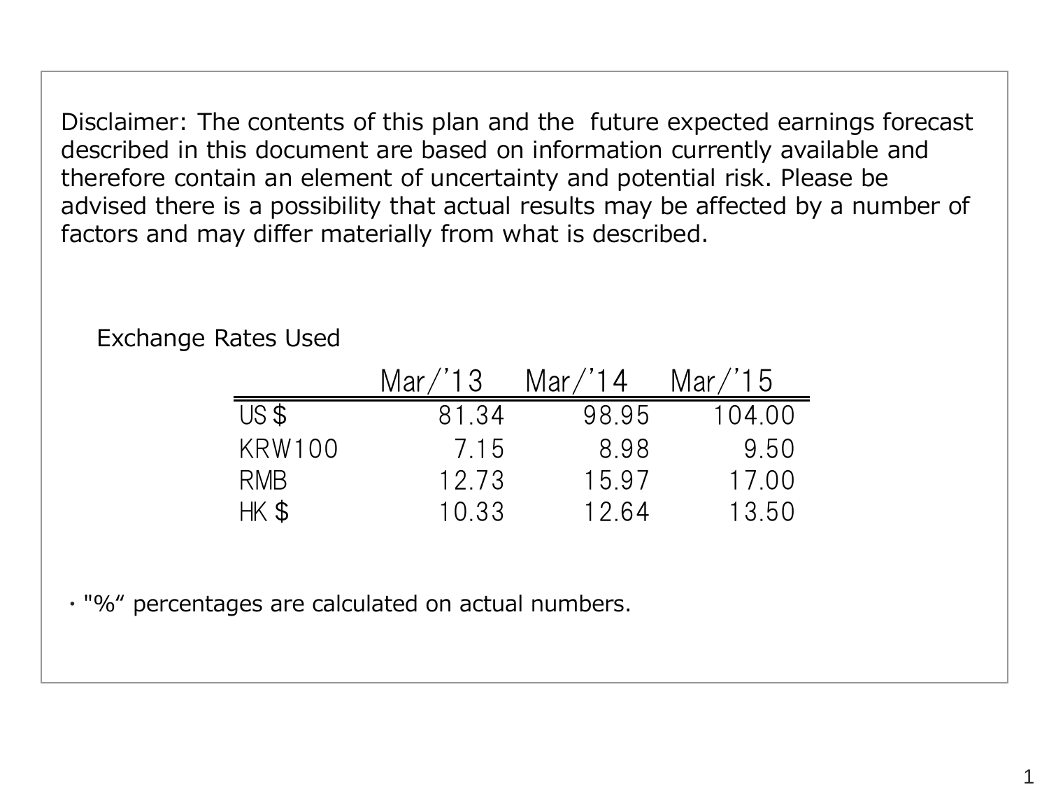Disclaimer: The contents of this plan and the future expected earnings forecast described in this document are based on information currently available and therefore contain an element of uncertainty and potential risk. Please be advised there is a possibility that actual results may be affected by a number of factors and may differ materially from what is described.

Exchange Rates Used

| | Mar/'13 | Mar/'14 | Mar/'15 |
|---|---|---|---|
| US $ | 81.34 | 98.95 | 104.00 |
| KRW100 | 7.15 | 8.98 | 9.50 |
| RMB | 12.73 | 15.97 | 17.00 |
| HK $ | 10.33 | 12.64 | 13.50 |

・"%" percentages are calculated on actual numbers.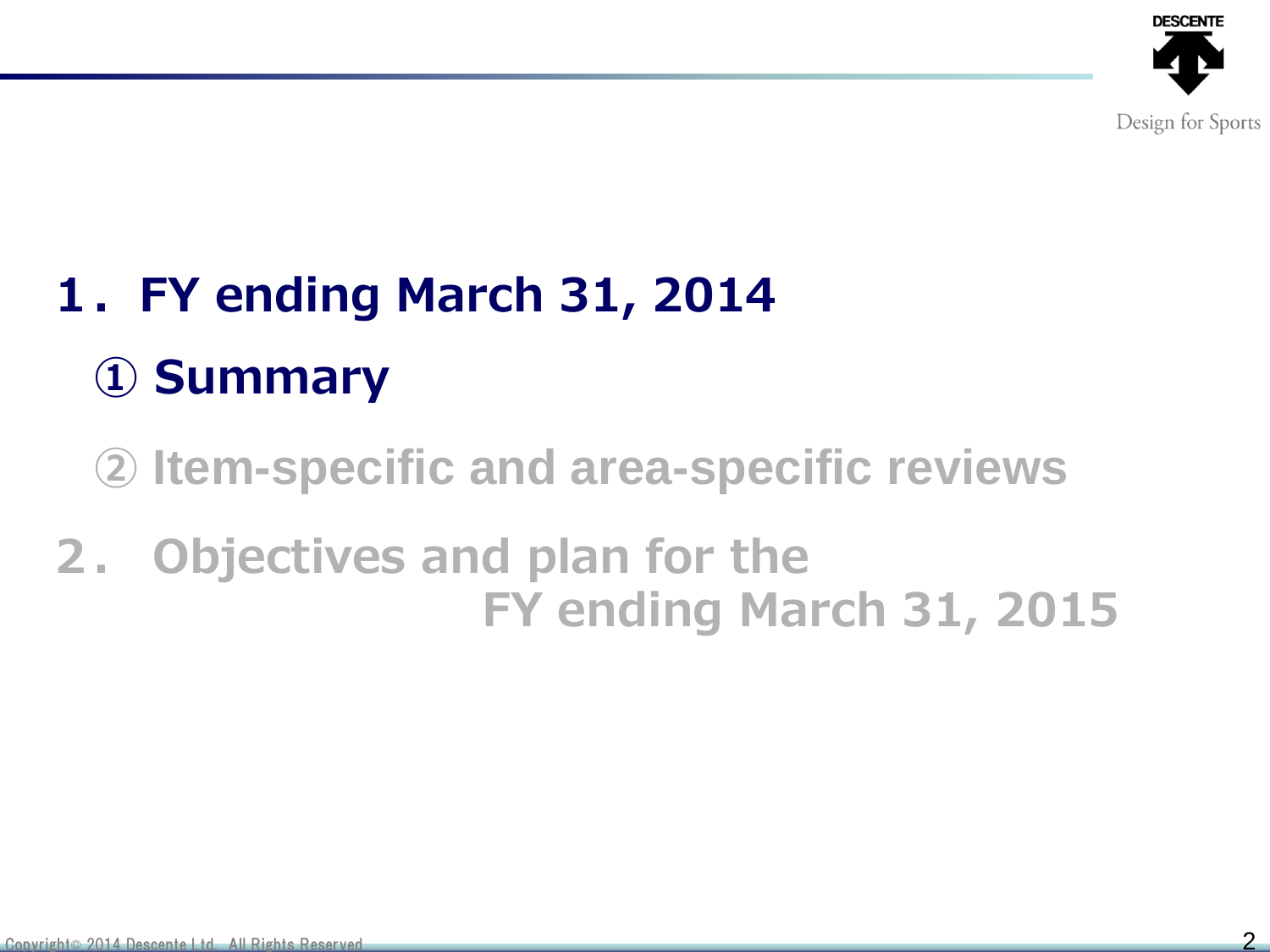# 1．FY ending March 31, 2014

## ① Summary

## ② Item-specific and area-specific reviews

# 2． Objectives and plan for the FY ending March 31, 2015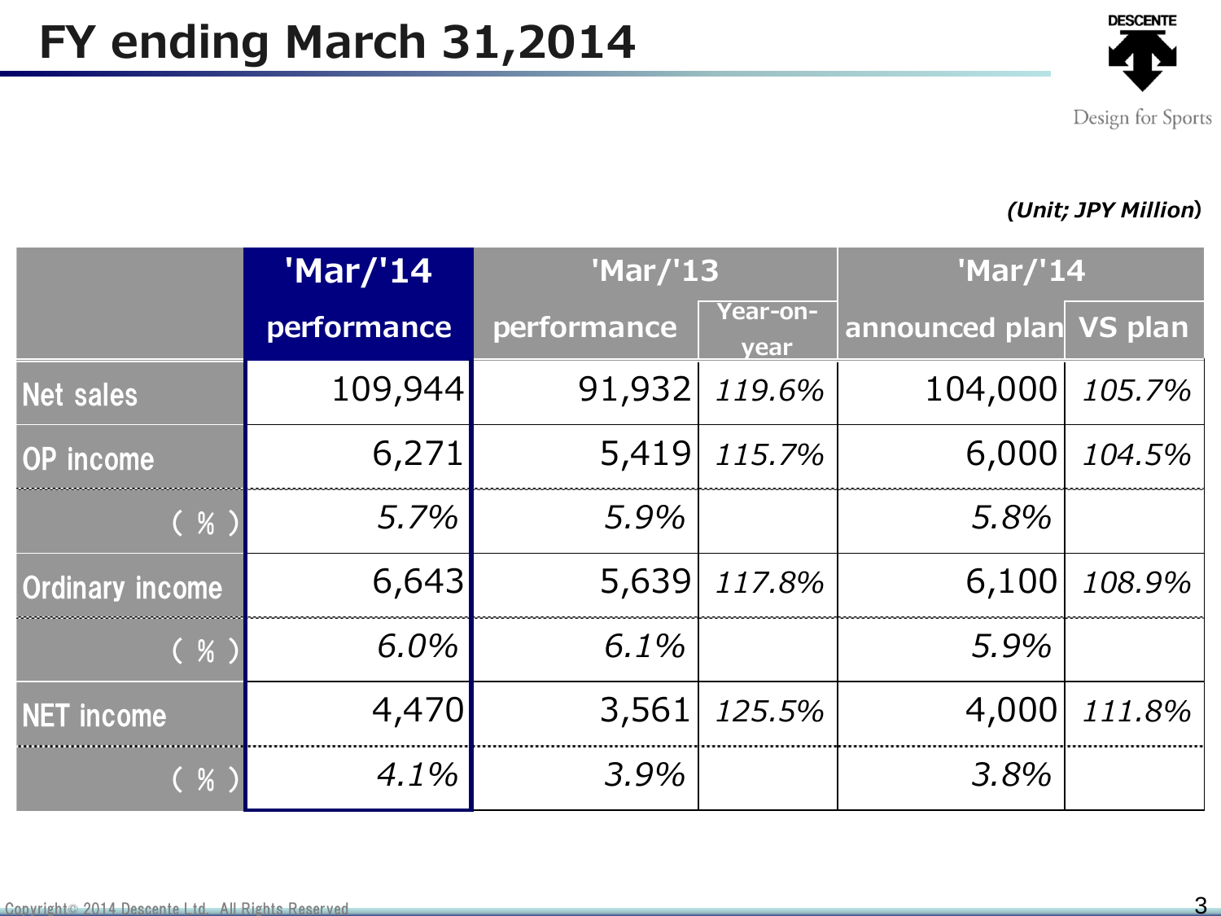# FY ending March 31,2014

DESCENTE
Design for Sports

*(Unit; JPY Million)*

| | 'Mar/'14 | 'Mar/'13 | | 'Mar/'14 | |
|---|---|---|---|---|---|
| | performance | performance | Year-on-year | announced plan | VS plan |
| Net sales | 109,944 | 91,932 | *119.6%* | 104,000 | *105.7%* |
| OP income | 6,271 | 5,419 | *115.7%* | 6,000 | *104.5%* |
| ( % ) | *5.7%* | *5.9%* | | *5.8%* | |
| Ordinary income | 6,643 | 5,639 | *117.8%* | 6,100 | *108.9%* |
| ( % ) | *6.0%* | *6.1%* | | *5.9%* | |
| NET income | 4,470 | 3,561 | *125.5%* | 4,000 | *111.8%* |
| ( % ) | *4.1%* | *3.9%* | | *3.8%* | |

Copyright© 2014 Descente Ltd. All Rights Reserved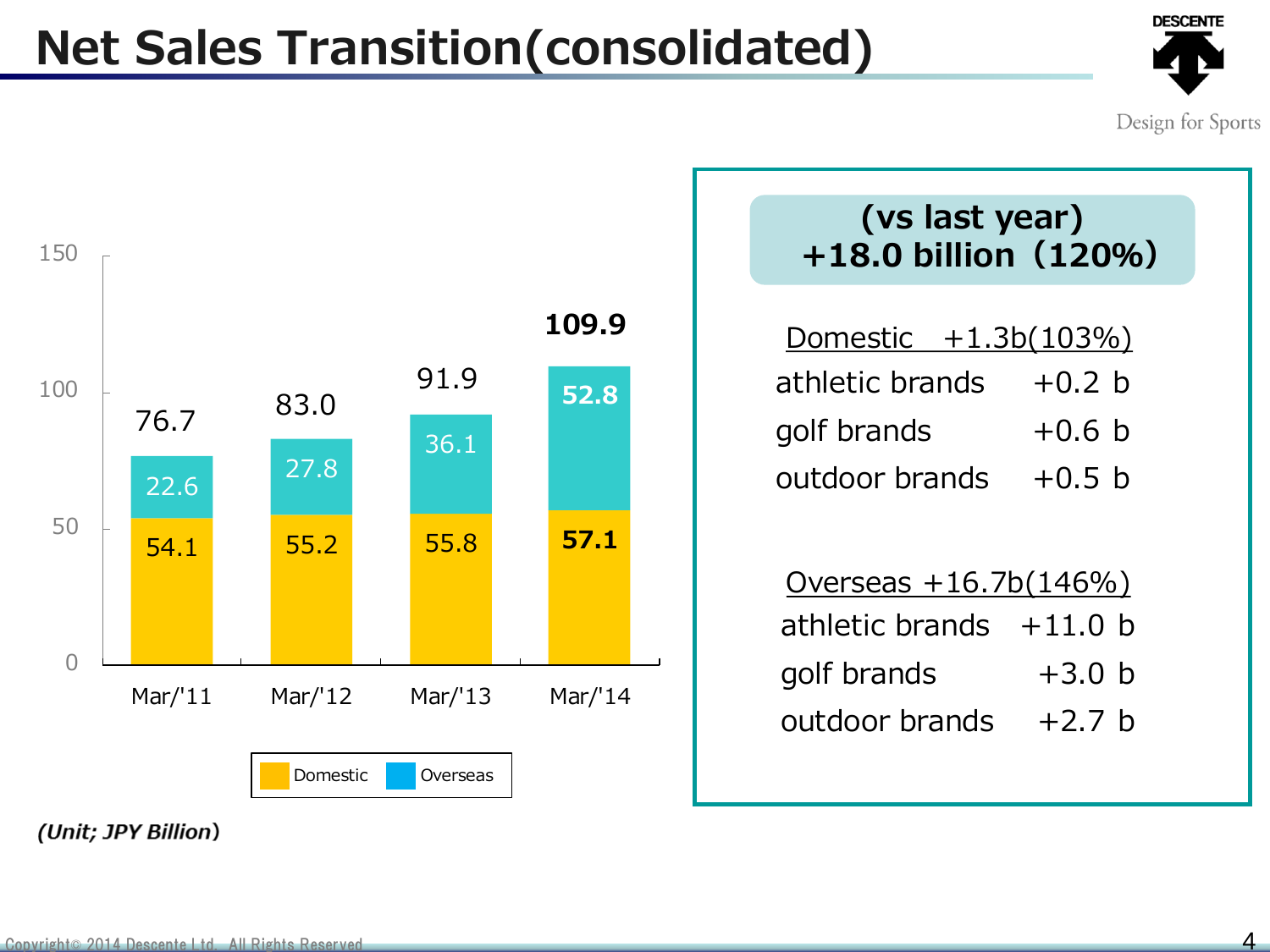# Net Sales Transition(consolidated)

| | Mar/'11 | Mar/'12 | Mar/'13 | Mar/'14 |
|---|---|---|---|---|
| Overseas | 22.6 | 27.8 | 36.1 | **52.8** |
| Domestic | 54.1 | 55.2 | 55.8 | **57.1** |
| Total | 76.7 | 83.0 | 91.9 | **109.9** |

*(Unit; JPY Billion)*

**(vs last year)**
**+18.0 billion（120%）**

Domestic　+1.3b(103%)

| | |
|---|---|
| athletic brands | +0.2 b |
| golf brands | +0.6 b |
| outdoor brands | +0.5 b |

Overseas +16.7b(146%)

| | |
|---|---|
| athletic brands | +11.0 b |
| golf brands | +3.0 b |
| outdoor brands | +2.7 b |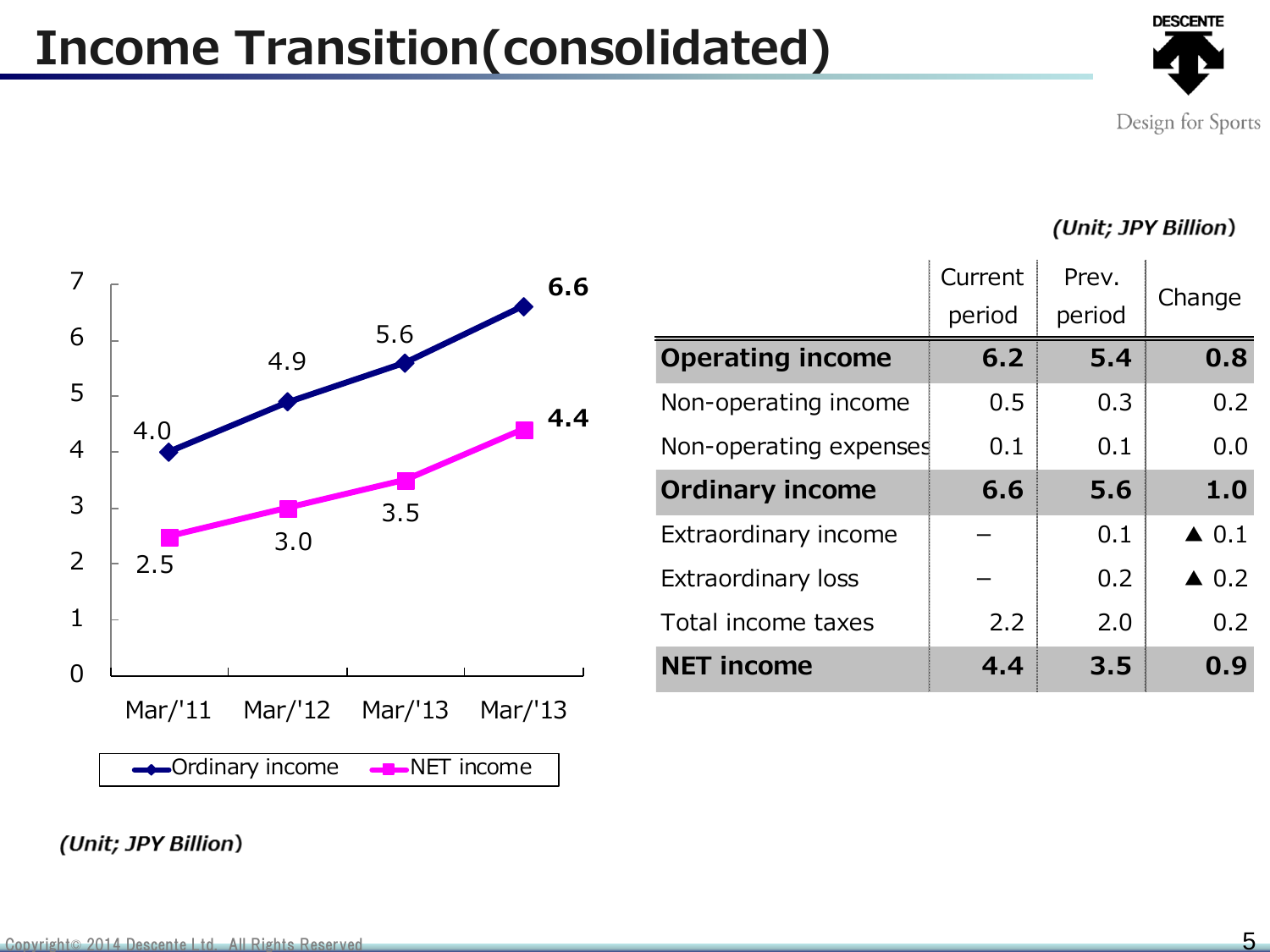# Income Transition(consolidated)

| | Mar/'11 | Mar/'12 | Mar/'13 | Mar/'13 |
|---|---|---|---|---|
| Ordinary income | 4.0 | 4.9 | 5.6 | 6.6 |
| NET income | 2.5 | 3.0 | 3.5 | 4.4 |

*(Unit; JPY Billion)*

*(Unit; JPY Billion)*

| | Current period | Prev. period | Change |
|---|---|---|---|
| **Operating income** | **6.2** | **5.4** | **0.8** |
| Non-operating income | 0.5 | 0.3 | 0.2 |
| Non-operating expenses | 0.1 | 0.1 | 0.0 |
| **Ordinary income** | **6.6** | **5.6** | **1.0** |
| Extraordinary income | – | 0.1 | ▲ 0.1 |
| Extraordinary loss | – | 0.2 | ▲ 0.2 |
| Total income taxes | 2.2 | 2.0 | 0.2 |
| **NET income** | **4.4** | **3.5** | **0.9** |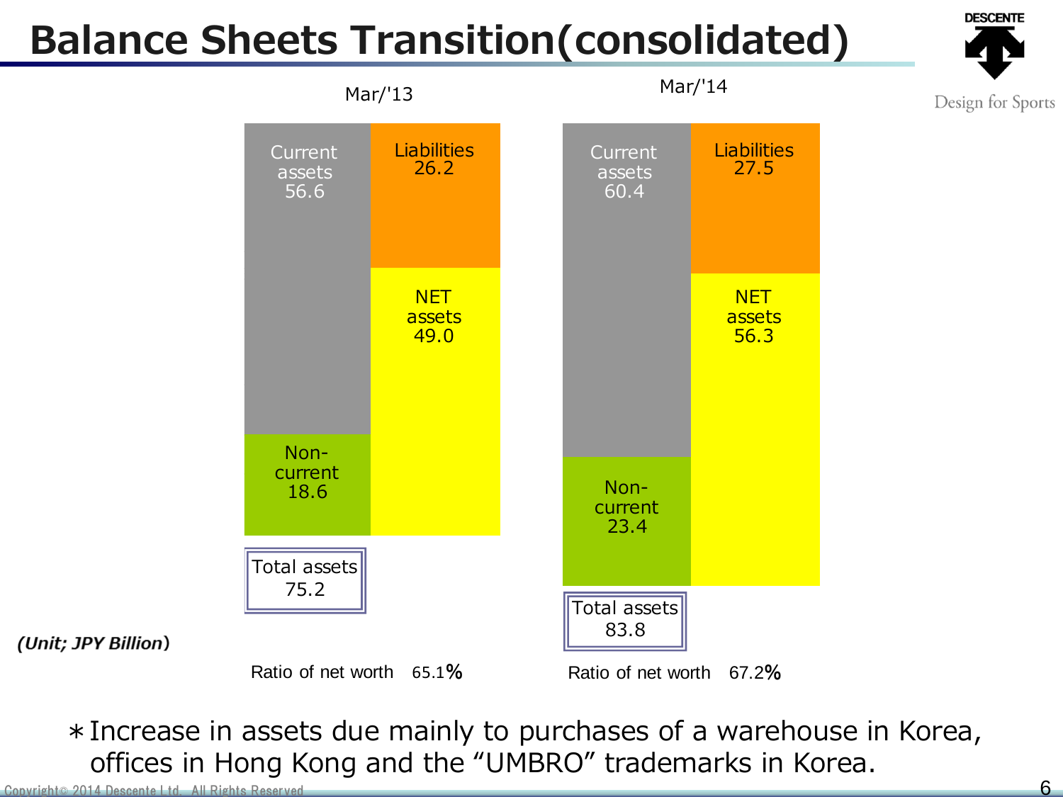# Balance Sheets Transition(consolidated)

*(Unit; JPY Billion)*

| | Mar/'13 | Mar/'14 |
|---|---|---|
| Current assets | 56.6 | 60.4 |
| Non-current | 18.6 | 23.4 |
| Total assets | 75.2 | 83.8 |
| Liabilities | 26.2 | 27.5 |
| NET assets | 49.0 | 56.3 |
| Ratio of net worth | 65.1% | 67.2% |

＊Increase in assets due mainly to purchases of a warehouse in Korea, offices in Hong Kong and the "UMBRO" trademarks in Korea.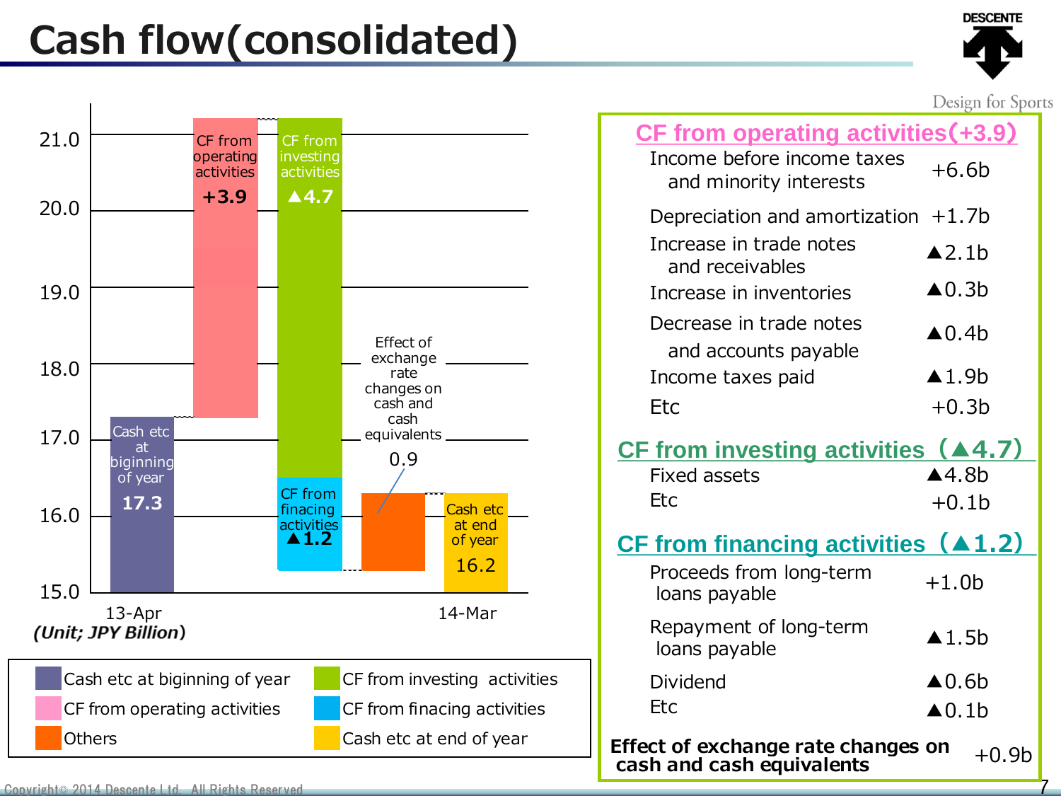# Cash flow(consolidated)

(Unit; JPY Billion)

| | Amount |
|---|---|
| Cash etc at biginning of year (13-Apr) | 17.3 |
| CF from operating activities | +3.9 |
| CF from investing activities | ▲4.7 |
| CF from financing activities | ▲1.2 |
| Effect of exchange rate changes on cash and cash equivalents | 0.9 |
| Cash etc at end of year (14-Mar) | 16.2 |

Legend: Cash etc at biginning of year / CF from operating activities / Others / CF from investing activities / CF from finacing activities / Cash etc at end of year

## CF from operating activities(+3.9)

| | |
|---|---|
| Income before income taxes and minority interests | +6.6b |
| Depreciation and amortization | +1.7b |
| Increase in trade notes and receivables | ▲2.1b |
| Increase in inventories | ▲0.3b |
| Decrease in trade notes and accounts payable | ▲0.4b |
| Income taxes paid | ▲1.9b |
| Etc | +0.3b |

## CF from investing activities（▲4.7）

| | |
|---|---|
| Fixed assets | ▲4.8b |
| Etc | +0.1b |

## CF from financing activities（▲1.2）

| | |
|---|---|
| Proceeds from long-term loans payable | +1.0b |
| Repayment of long-term loans payable | ▲1.5b |
| Dividend | ▲0.6b |
| Etc | ▲0.1b |

**Effect of exchange rate changes on cash and cash equivalents** +0.9b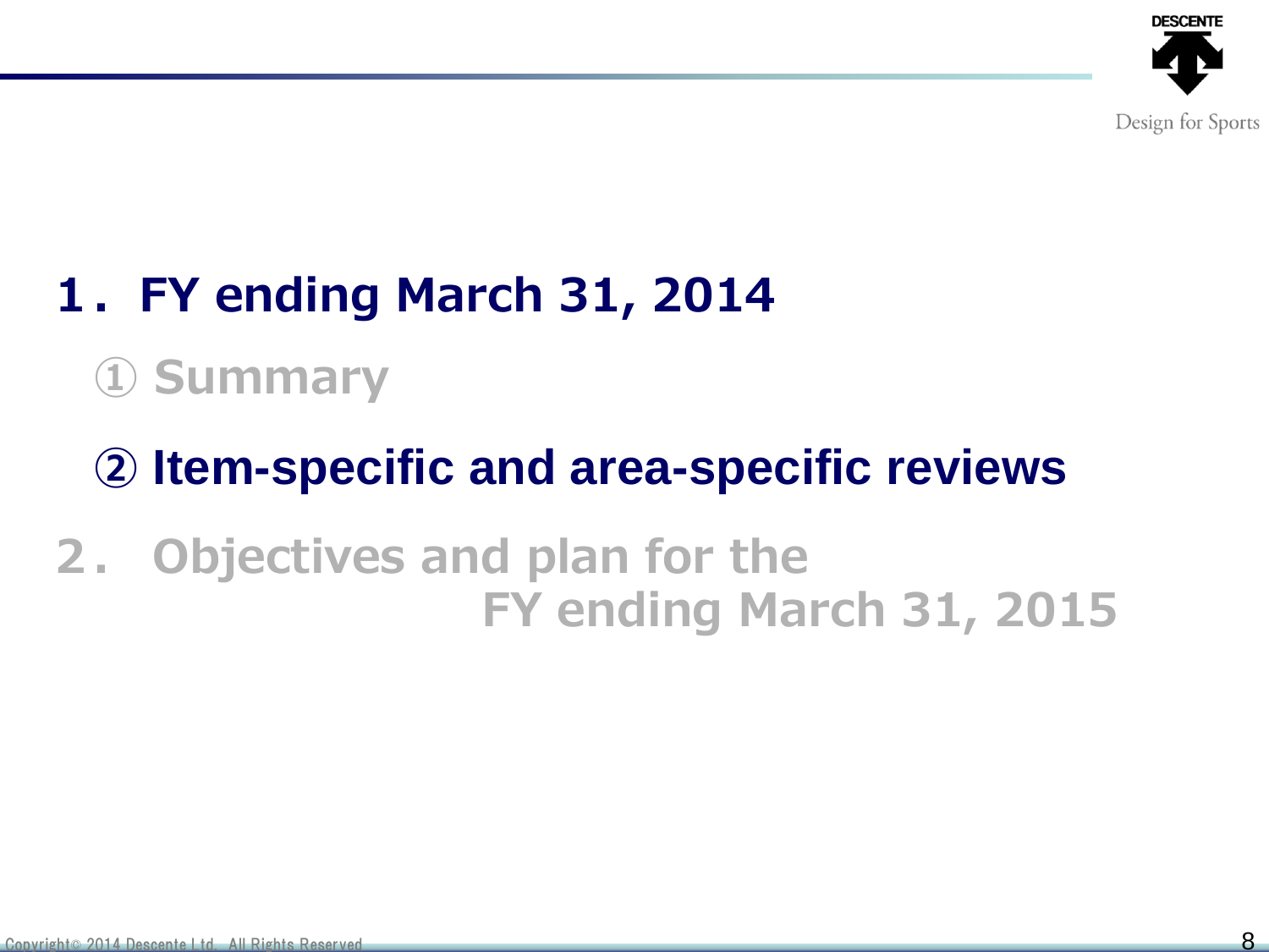# 1．FY ending March 31, 2014

## ① Summary

## ② Item-specific and area-specific reviews

# 2．Objectives and plan for the FY ending March 31, 2015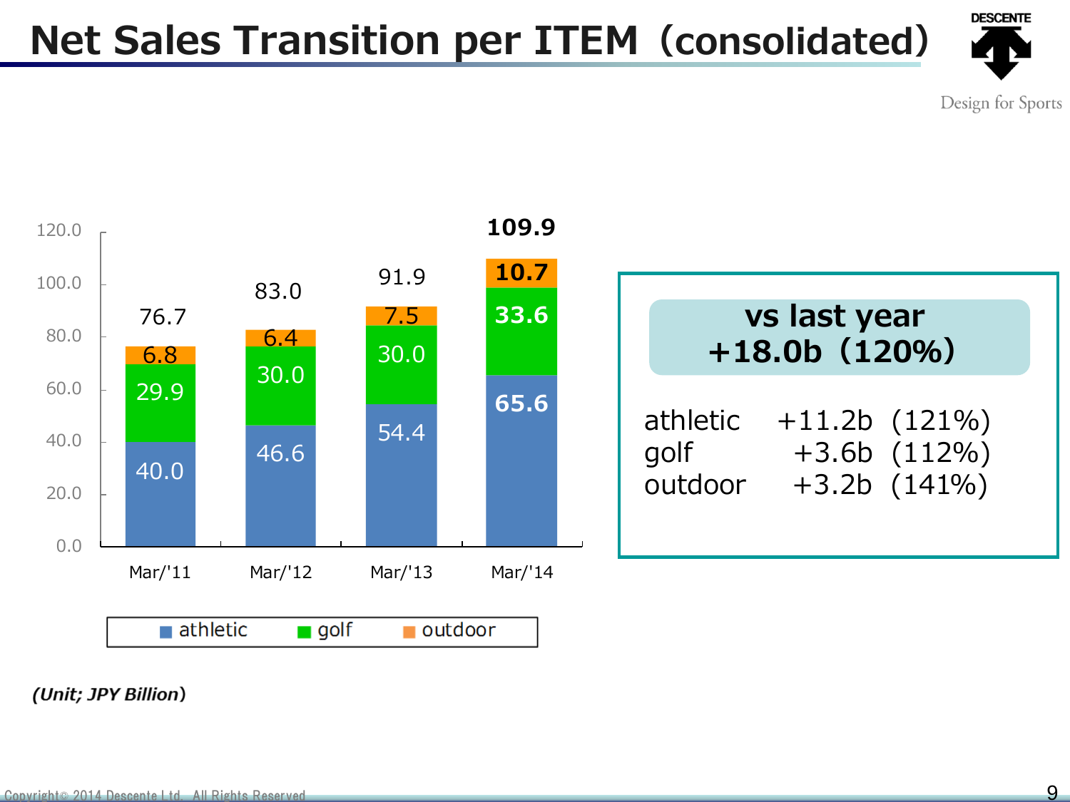# Net Sales Transition per ITEM（consolidated）

| | Mar/'11 | Mar/'12 | Mar/'13 | Mar/'14 |
|---|---|---|---|---|
| athletic | 40.0 | 46.6 | 54.4 | 65.6 |
| golf | 29.9 | 30.0 | 30.0 | 33.6 |
| outdoor | 6.8 | 6.4 | 7.5 | 10.7 |
| Total | 76.7 | 83.0 | 91.9 | 109.9 |

**vs last year**
**+18.0b（120%）**

| | | |
|---|---|---|
| athletic | +11.2b | (121%) |
| golf | +3.6b | (112%) |
| outdoor | +3.2b | (141%) |

***(Unit; JPY Billion)***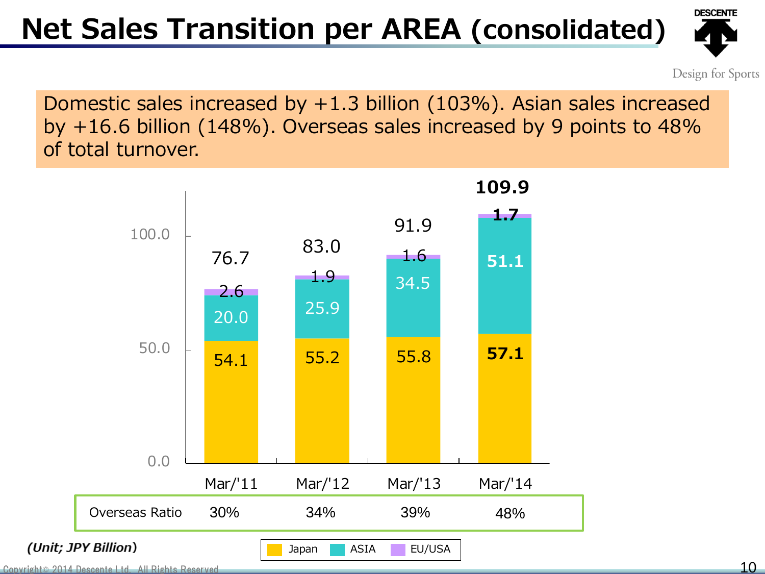# Net Sales Transition per AREA (consolidated)

Domestic sales increased by +1.3 billion (103%). Asian sales increased by +16.6 billion (148%). Overseas sales increased by 9 points to 48% of total turnover.

| | Mar/'11 | Mar/'12 | Mar/'13 | Mar/'14 |
|---|---|---|---|---|
| Japan | 54.1 | 55.2 | 55.8 | **57.1** |
| ASIA | 20.0 | 25.9 | 34.5 | **51.1** |
| EU/USA | 2.6 | 1.9 | 1.6 | **1.7** |
| Total | 76.7 | 83.0 | 91.9 | **109.9** |
| Overseas Ratio | 30% | 34% | 39% | 48% |

***(Unit; JPY Billion)***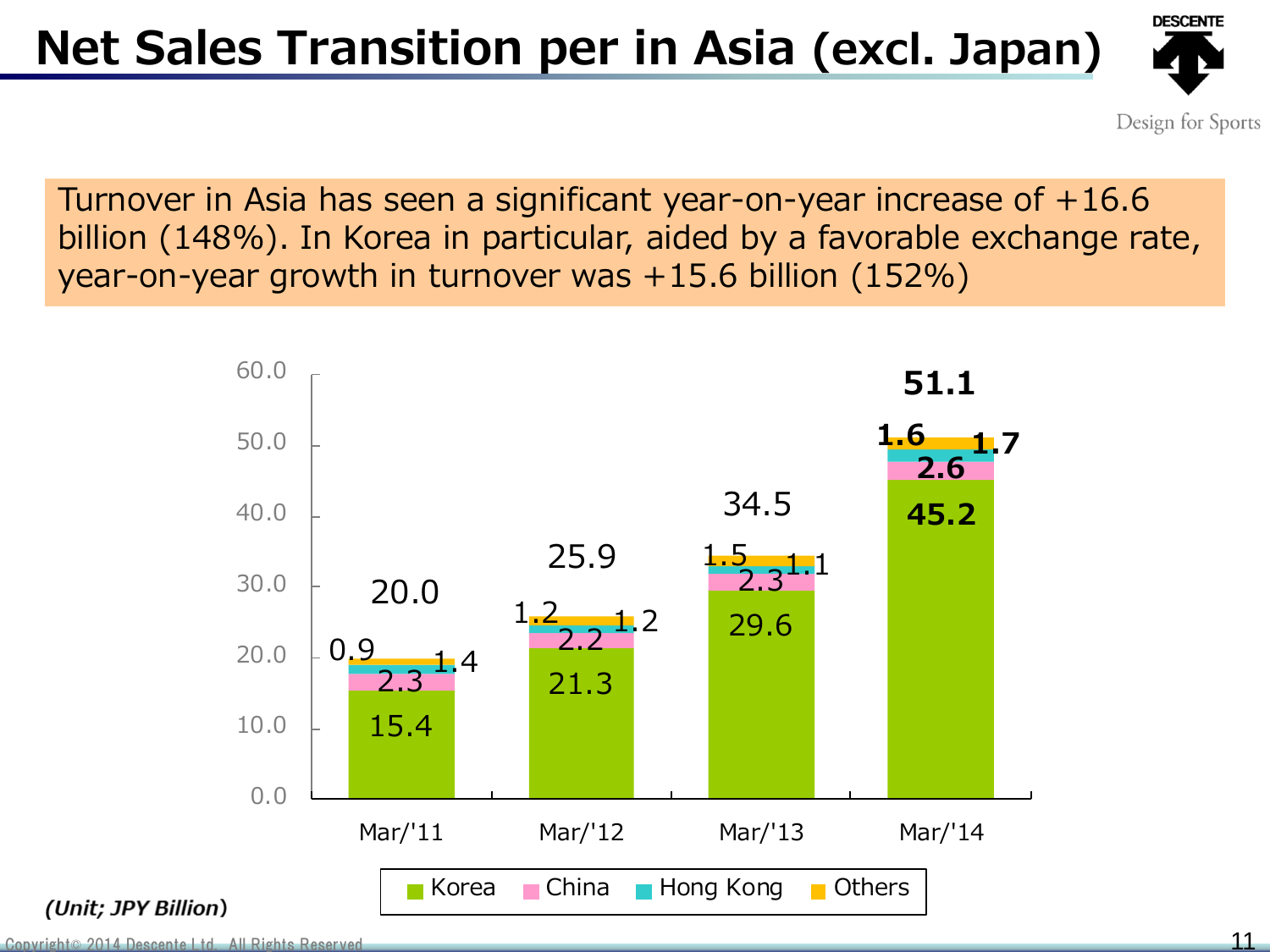# Net Sales Transition per in Asia (excl. Japan)

Turnover in Asia has seen a significant year-on-year increase of +16.6 billion (148%). In Korea in particular, aided by a favorable exchange rate, year-on-year growth in turnover was +15.6 billion (152%)

| | Mar/'11 | Mar/'12 | Mar/'13 | Mar/'14 |
|---|---|---|---|---|
| Korea | 15.4 | 21.3 | 29.6 | 45.2 |
| China | 2.3 | 2.2 | 2.3 | 2.6 |
| Hong Kong | 1.4 | 1.2 | 1.1 | 1.7 |
| Others | 0.9 | 1.2 | 1.5 | 1.6 |
| Total | 20.0 | 25.9 | 34.5 | 51.1 |

*(Unit; JPY Billion)*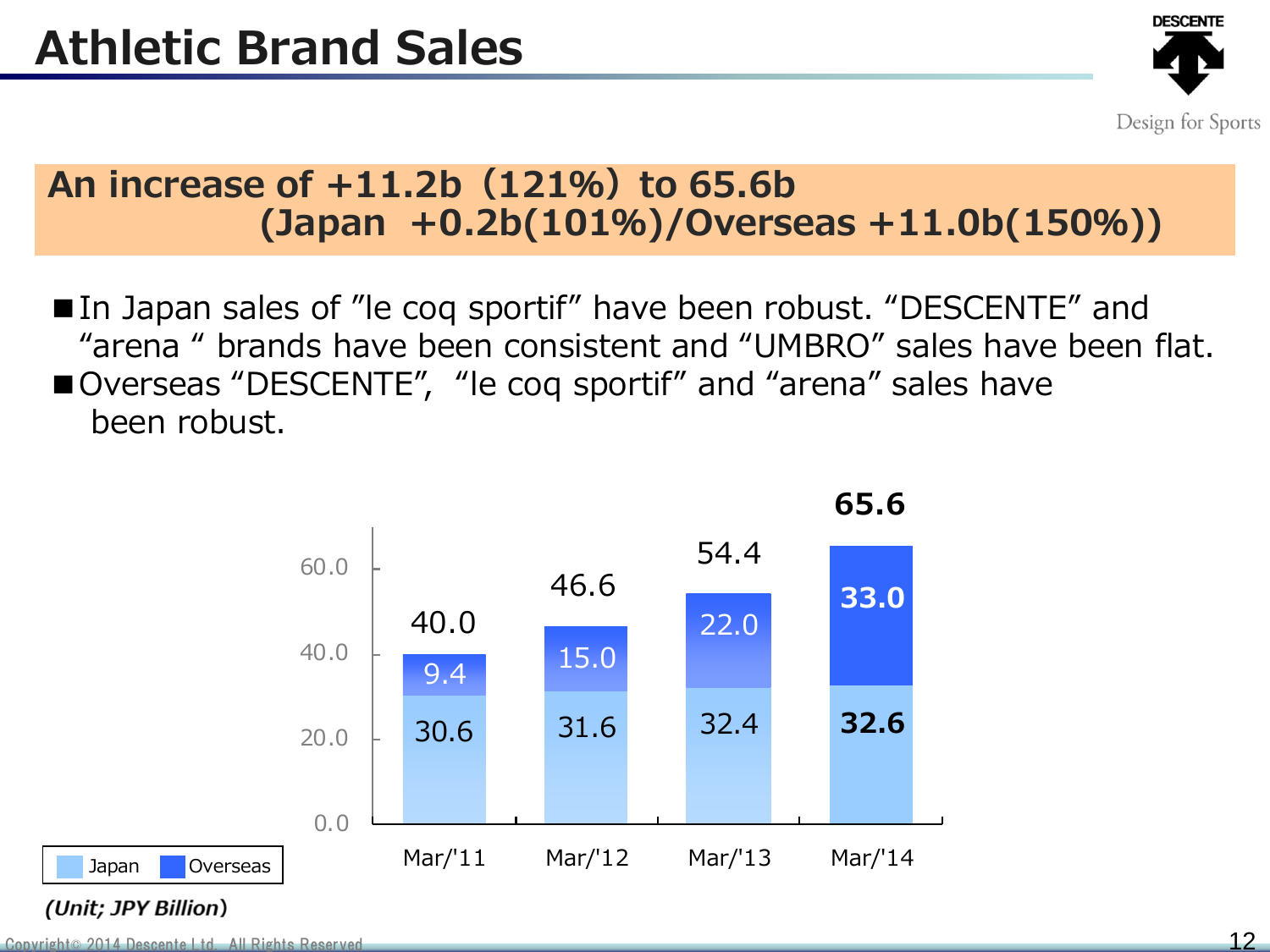# Athletic Brand Sales

**An increase of +11.2b（121%）to 65.6b (Japan +0.2b(101%)/Overseas +11.0b(150%))**

- In Japan sales of "le coq sportif" have been robust. "DESCENTE" and "arena " brands have been consistent and "UMBRO" sales have been flat.
- Overseas "DESCENTE", "le coq sportif" and "arena" sales have been robust.

| | Mar/'11 | Mar/'12 | Mar/'13 | Mar/'14 |
|---|---|---|---|---|
| Japan | 30.6 | 31.6 | 32.4 | **32.6** |
| Overseas | 9.4 | 15.0 | 22.0 | **33.0** |
| Total | 40.0 | 46.6 | 54.4 | **65.6** |

*(Unit; JPY Billion)*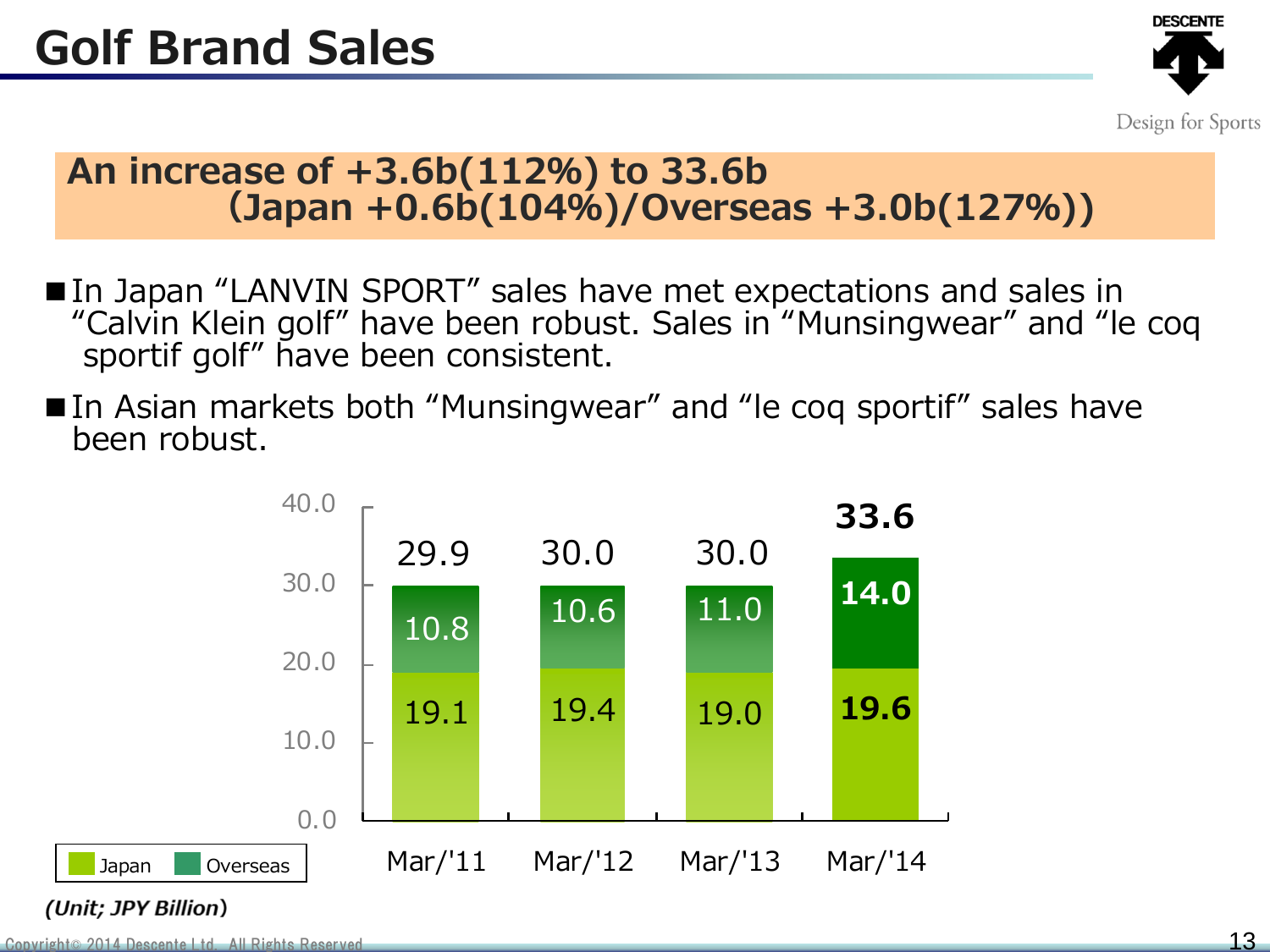# Golf Brand Sales

**An increase of +3.6b(112%) to 33.6b (Japan +0.6b(104%)/Overseas +3.0b(127%))**

- In Japan "LANVIN SPORT" sales have met expectations and sales in "Calvin Klein golf" have been robust. Sales in "Munsingwear" and "le coq sportif golf" have been consistent.
- In Asian markets both "Munsingwear" and "le coq sportif" sales have been robust.

| | Mar/'11 | Mar/'12 | Mar/'13 | Mar/'14 |
|---|---|---|---|---|
| Japan | 19.1 | 19.4 | 19.0 | 19.6 |
| Overseas | 10.8 | 10.6 | 11.0 | 14.0 |
| Total | 29.9 | 30.0 | 30.0 | 33.6 |

*(Unit; JPY Billion)*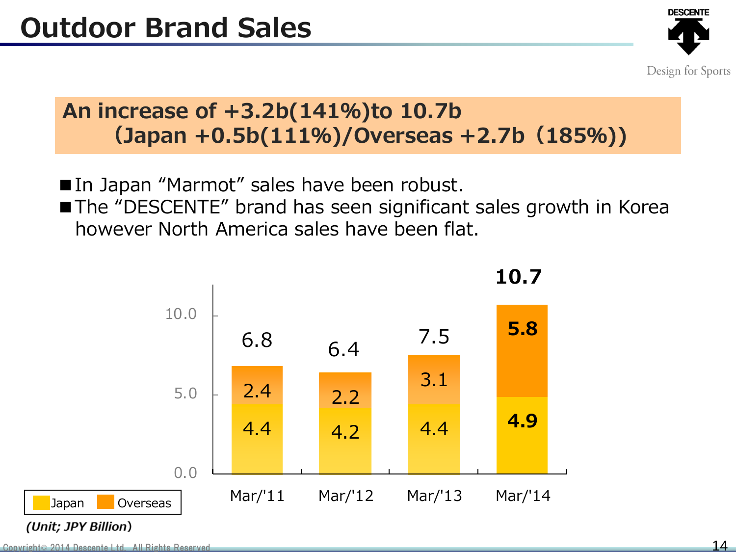# Outdoor Brand Sales

**An increase of +3.2b(141%)to 10.7b**
**(Japan +0.5b(111%)/Overseas +2.7b（185%))**

- In Japan “Marmot” sales have been robust.
- The “DESCENTE” brand has seen significant sales growth in Korea however North America sales have been flat.

| | Mar/'11 | Mar/'12 | Mar/'13 | Mar/'14 |
|---|---|---|---|---|
| Japan | 4.4 | 4.2 | 4.4 | **4.9** |
| Overseas | 2.4 | 2.2 | 3.1 | **5.8** |
| Total | 6.8 | 6.4 | 7.5 | **10.7** |

*(Unit; JPY Billion)*

Copyright© 2014 Descente Ltd. All Rights Reserved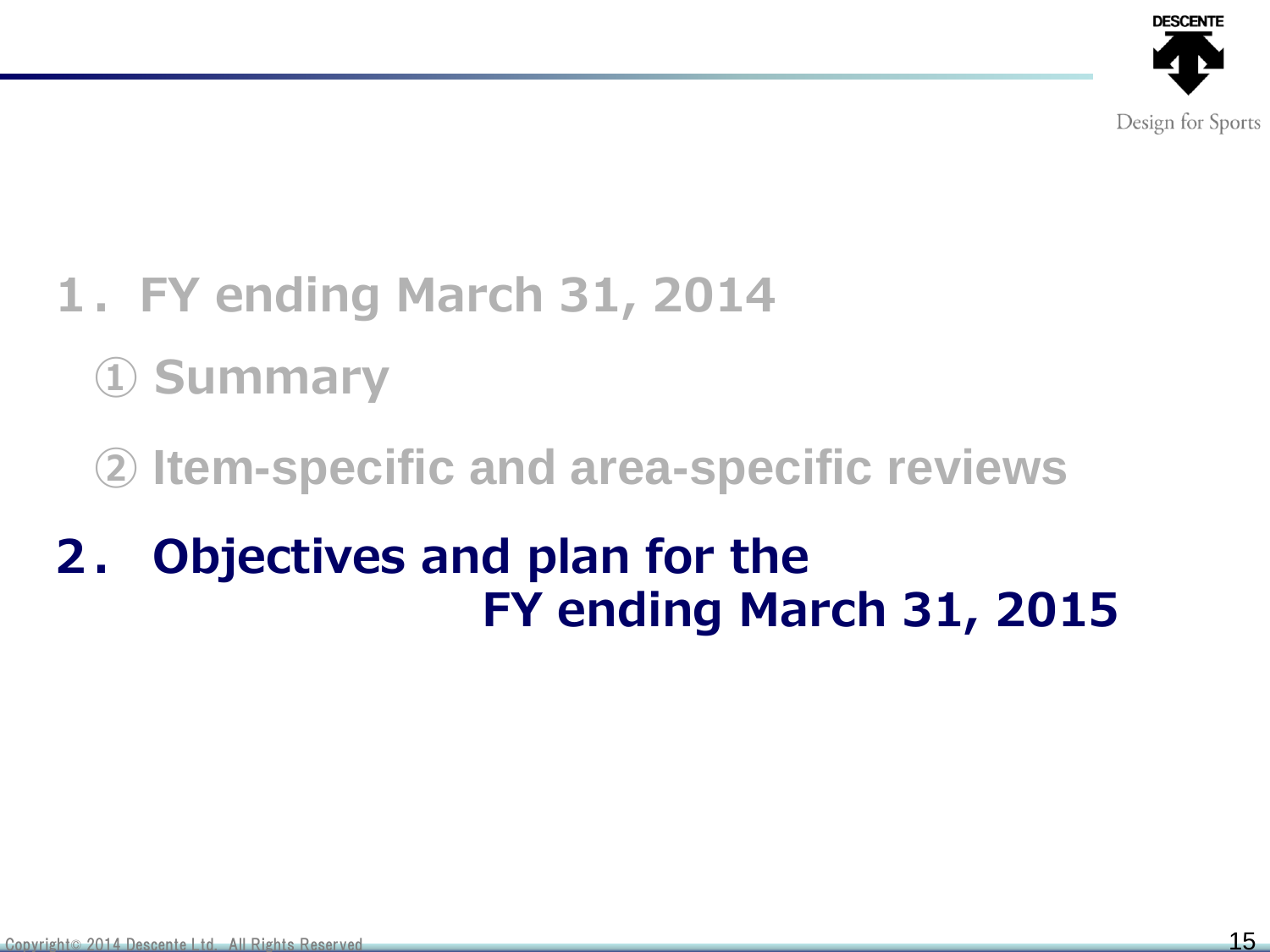# 1．FY ending March 31, 2014

## ① Summary

## ② Item-specific and area-specific reviews

# 2． Objectives and plan for the FY ending March 31, 2015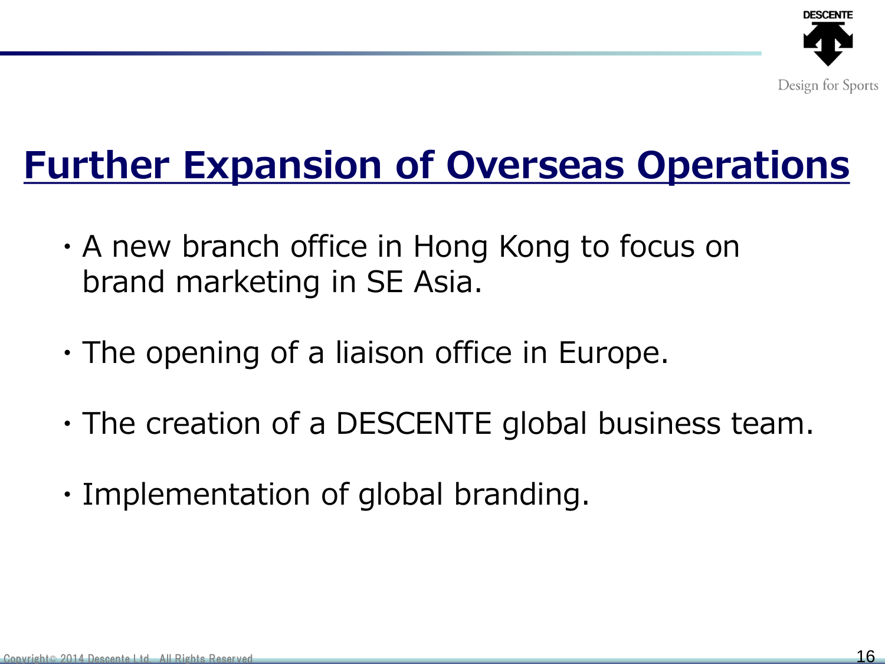# Further Expansion of Overseas Operations

- A new branch office in Hong Kong to focus on brand marketing in SE Asia.
- The opening of a liaison office in Europe.
- The creation of a DESCENTE global business team.
- Implementation of global branding.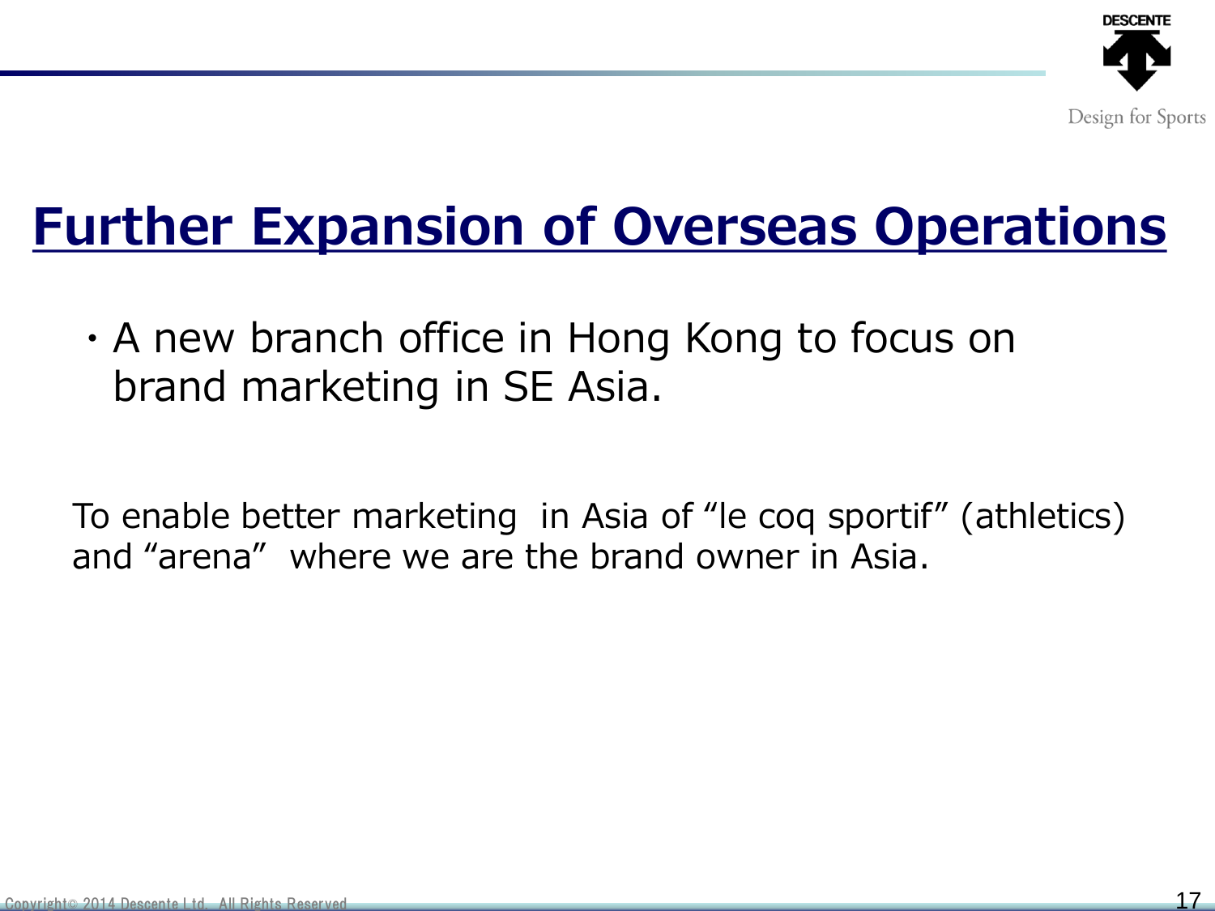# Further Expansion of Overseas Operations

・A new branch office in Hong Kong to focus on brand marketing in SE Asia.

To enable better marketing in Asia of "le coq sportif" (athletics) and "arena" where we are the brand owner in Asia.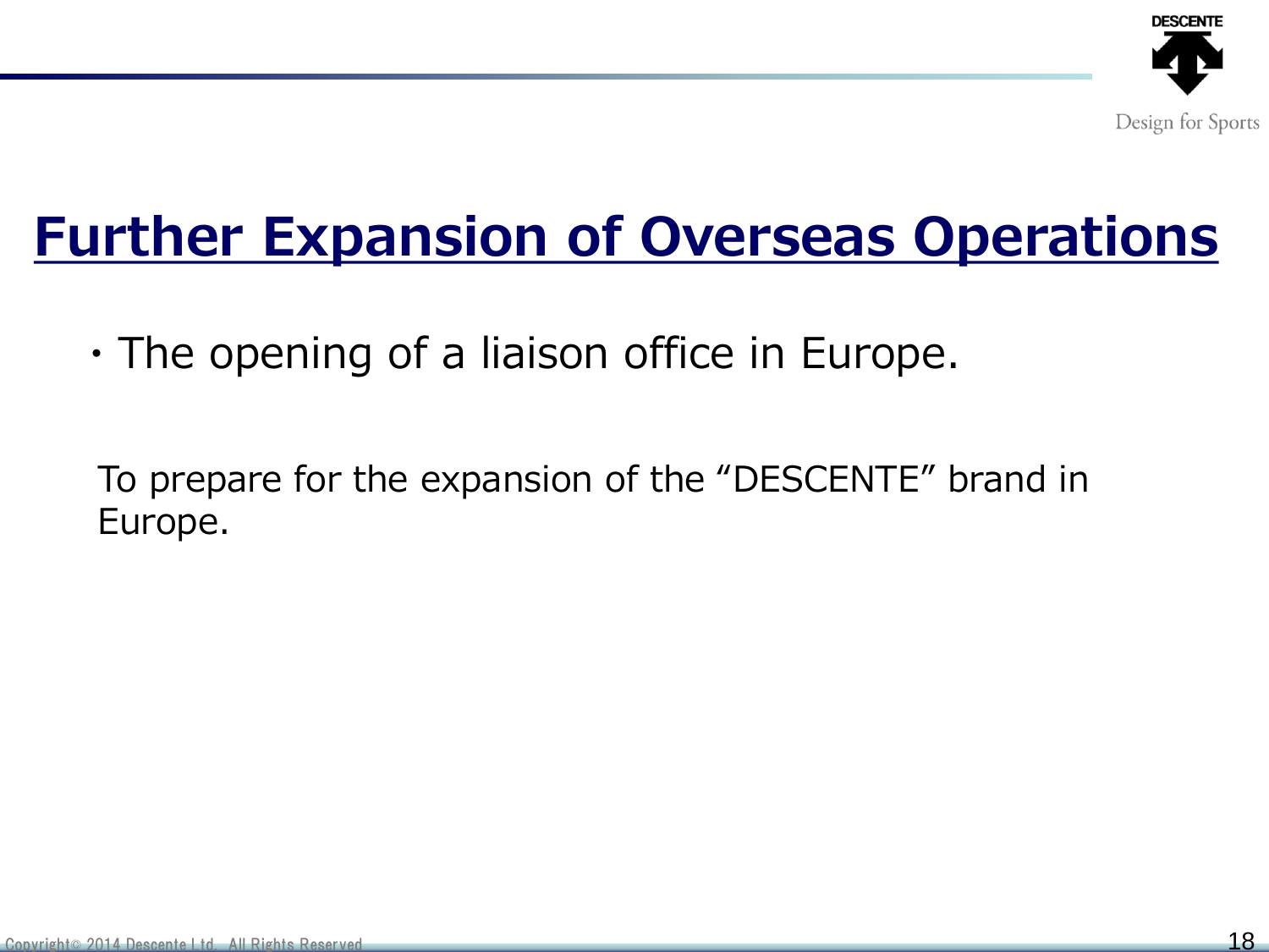# Further Expansion of Overseas Operations

・The opening of a liaison office in Europe.

To prepare for the expansion of the “DESCENTE” brand in Europe.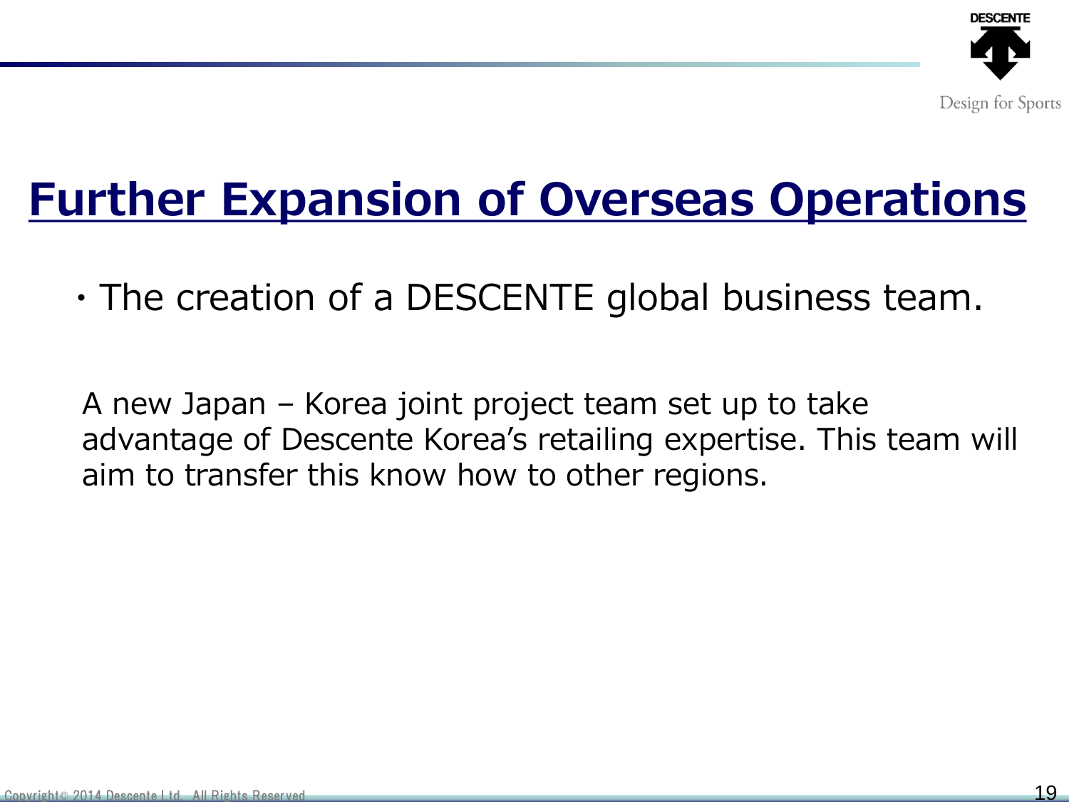# Further Expansion of Overseas Operations

・The creation of a DESCENTE global business team.

A new Japan – Korea joint project team set up to take advantage of Descente Korea's retailing expertise. This team will aim to transfer this know how to other regions.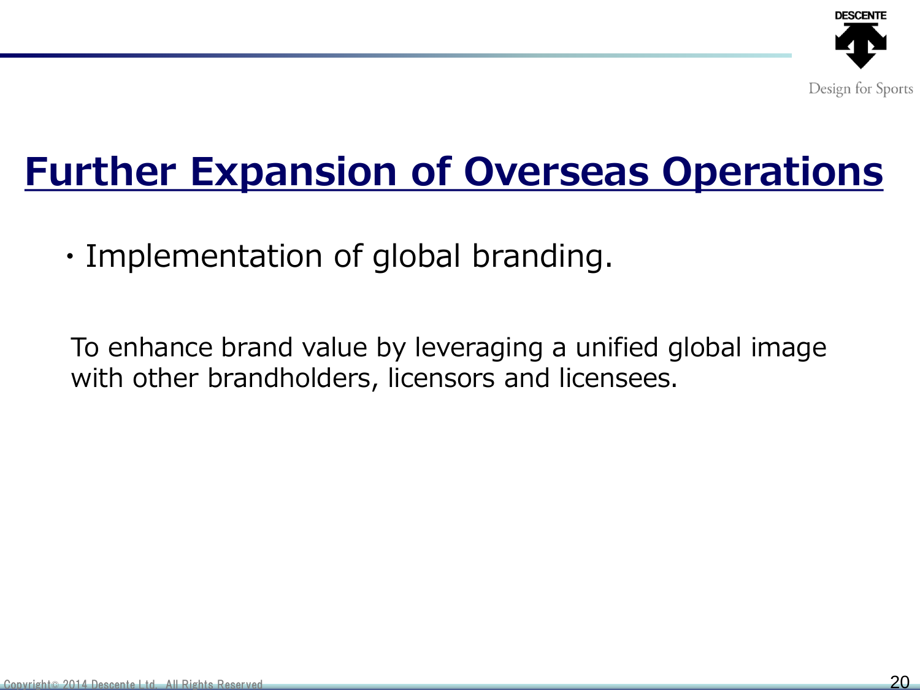# Further Expansion of Overseas Operations

・Implementation of global branding.

To enhance brand value by leveraging a unified global image with other brandholders, licensors and licensees.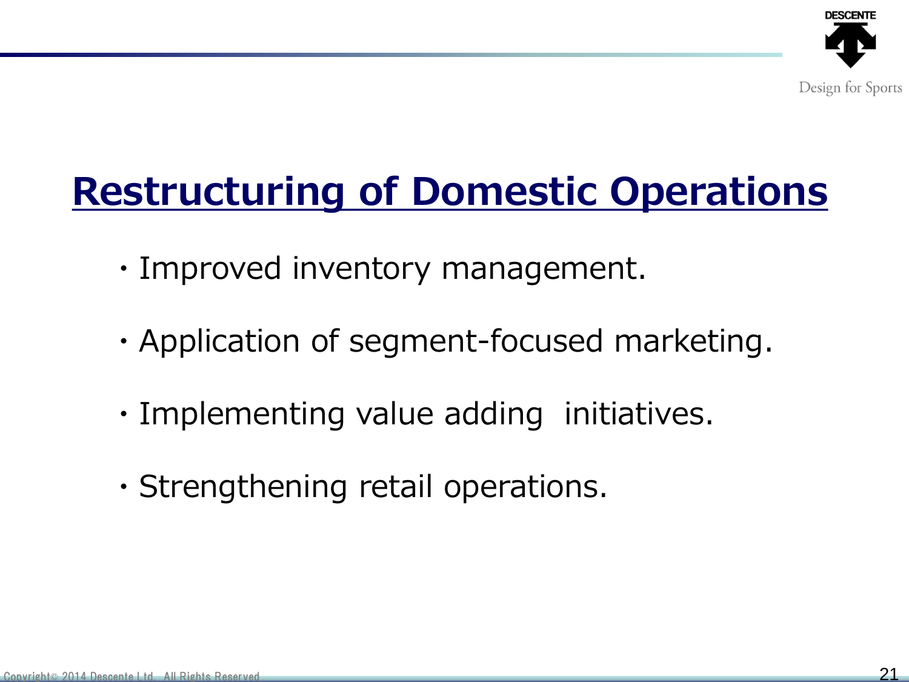# Restructuring of Domestic Operations

- Improved inventory management.
- Application of segment-focused marketing.
- Implementing value adding  initiatives.
- Strengthening retail operations.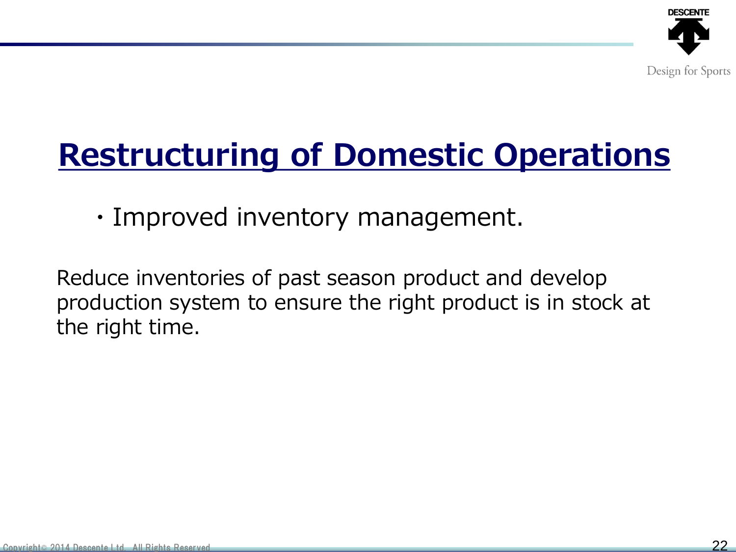# Restructuring of Domestic Operations

・Improved inventory management.

Reduce inventories of past season product and develop production system to ensure the right product is in stock at the right time.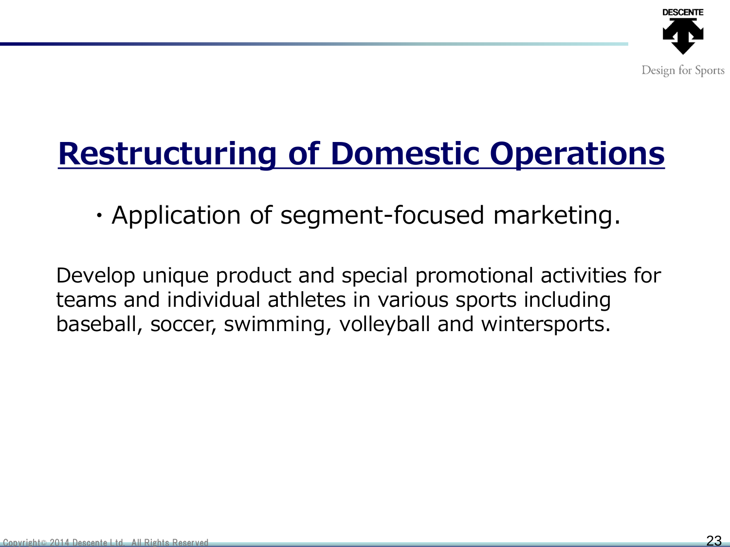# Restructuring of Domestic Operations

・Application of segment-focused marketing.

Develop unique product and special promotional activities for teams and individual athletes in various sports including baseball, soccer, swimming, volleyball and wintersports.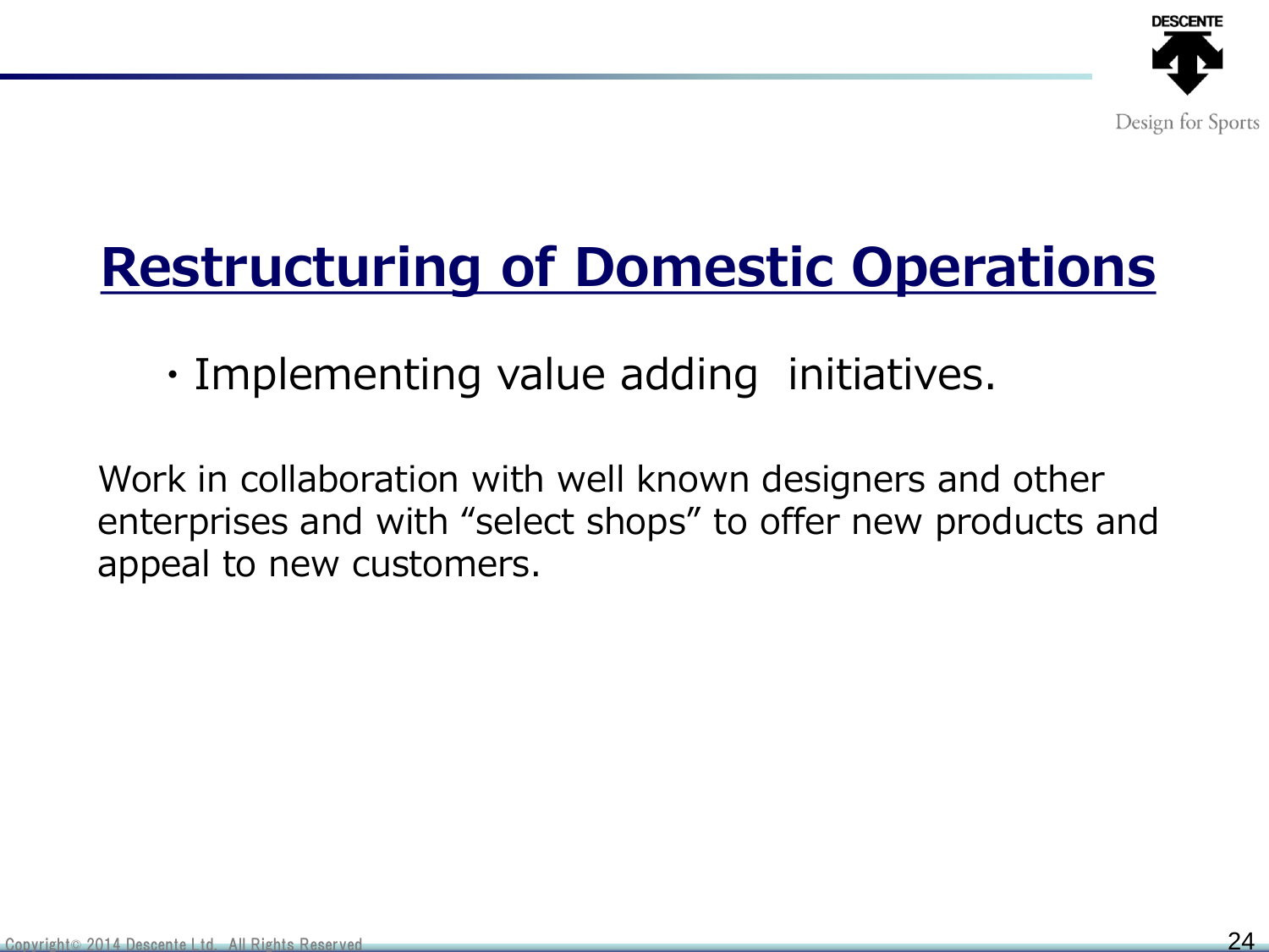# Restructuring of Domestic Operations

・Implementing value adding initiatives.

Work in collaboration with well known designers and other enterprises and with “select shops” to offer new products and appeal to new customers.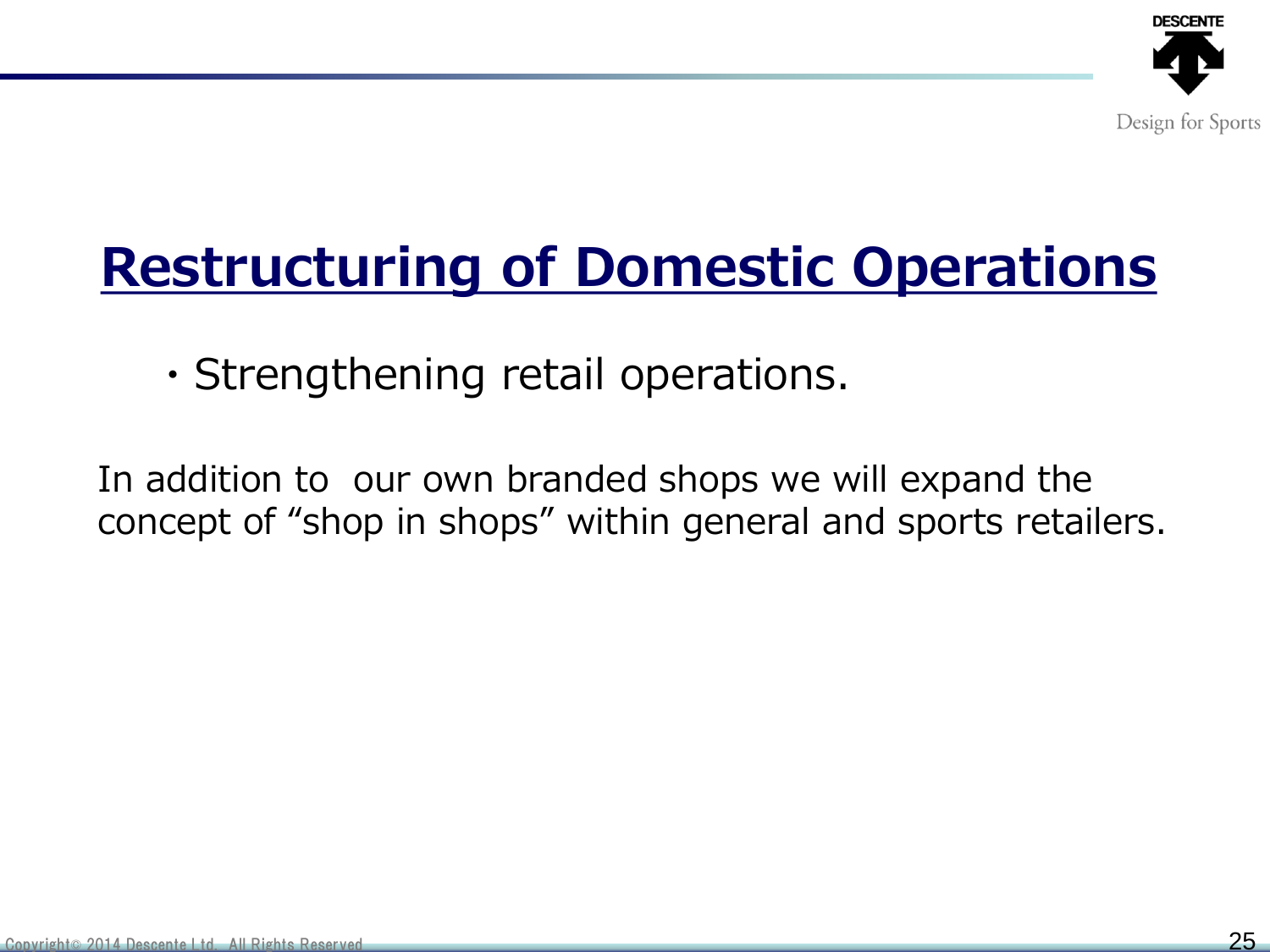# Restructuring of Domestic Operations

・Strengthening retail operations.

In addition to  our own branded shops we will expand the concept of “shop in shops” within general and sports retailers.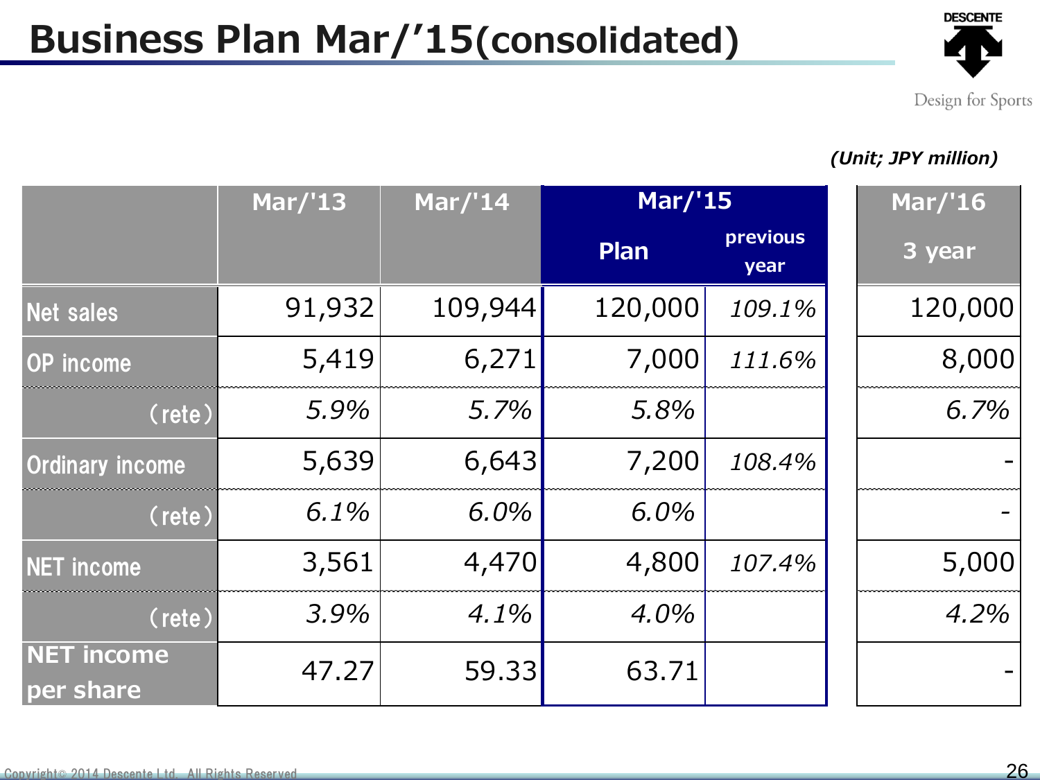# Business Plan Mar/'15(consolidated)

Design for Sports

*(Unit; JPY million)*

| | Mar/'13 | Mar/'14 | Mar/'15 | | Mar/'16 |
|---|---|---|---|---|---|
| | | | Plan | previous year | 3 year |
| Net sales | 91,932 | 109,944 | 120,000 | *109.1%* | 120,000 |
| OP income | 5,419 | 6,271 | 7,000 | *111.6%* | 8,000 |
| (rete) | *5.9%* | *5.7%* | *5.8%* | | *6.7%* |
| Ordinary income | 5,639 | 6,643 | 7,200 | *108.4%* | - |
| (rete) | *6.1%* | *6.0%* | *6.0%* | | - |
| NET income | 3,561 | 4,470 | 4,800 | *107.4%* | 5,000 |
| (rete) | *3.9%* | *4.1%* | *4.0%* | | *4.2%* |
| NET income per share | 47.27 | 59.33 | 63.71 | | - |

Copyright© 2014 Descente Ltd. All Rights Reserved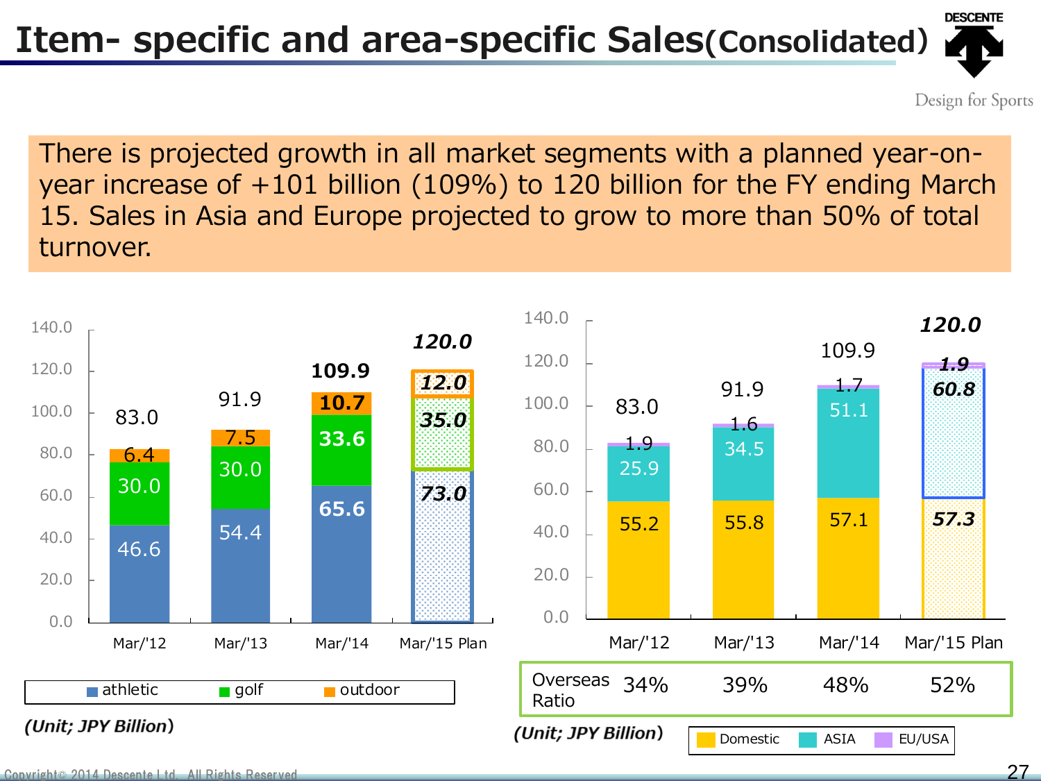# Item- specific and area-specific Sales(Consolidated)

There is projected growth in all market segments with a planned year-on-year increase of +101 billion (109%) to 120 billion for the FY ending March 15. Sales in Asia and Europe projected to grow to more than 50% of total turnover.

| | Mar/'12 | Mar/'13 | Mar/'14 | Mar/'15 Plan |
|---|---|---|---|---|
| athletic | 46.6 | 54.4 | 65.6 | 73.0 |
| golf | 30.0 | 30.0 | 33.6 | 35.0 |
| outdoor | 6.4 | 7.5 | 10.7 | 12.0 |
| Total | 83.0 | 91.9 | 109.9 | 120.0 |

*(Unit; JPY Billion)*

| | Mar/'12 | Mar/'13 | Mar/'14 | Mar/'15 Plan |
|---|---|---|---|---|
| Domestic | 55.2 | 55.8 | 57.1 | 57.3 |
| ASIA | 25.9 | 34.5 | 51.1 | 60.8 |
| EU/USA | 1.9 | 1.6 | 1.7 | 1.9 |
| Total | 83.0 | 91.9 | 109.9 | 120.0 |
| Overseas Ratio | 34% | 39% | 48% | 52% |

*(Unit; JPY Billion)*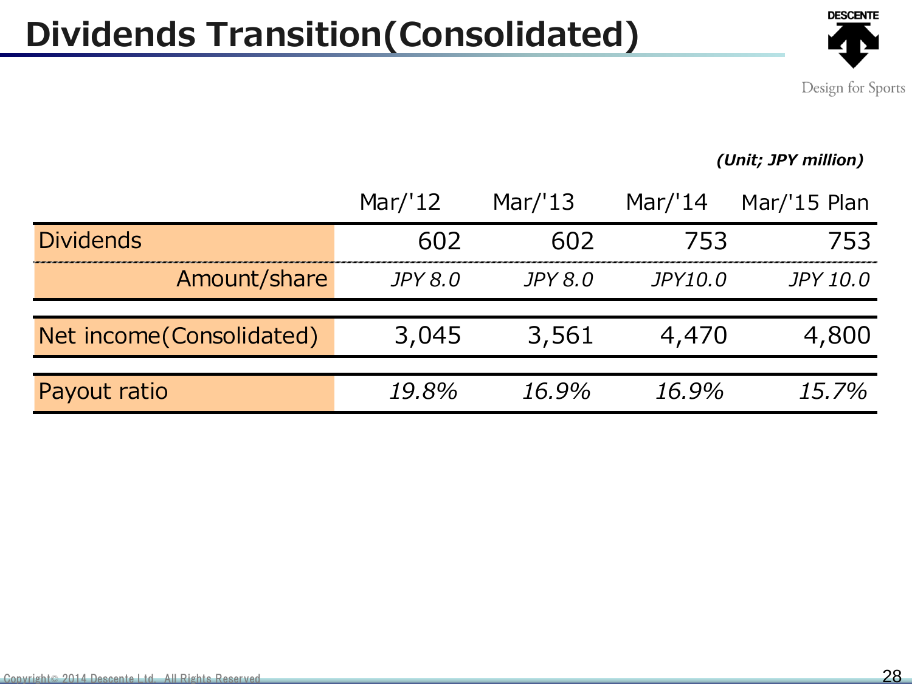# Dividends Transition(Consolidated)

*(Unit; JPY million)*

| | Mar/'12 | Mar/'13 | Mar/'14 | Mar/'15 Plan |
|---|---|---|---|---|
| Dividends | 602 | 602 | 753 | 753 |
| Amount/share | *JPY 8.0* | *JPY 8.0* | *JPY10.0* | *JPY 10.0* |
| Net income(Consolidated) | 3,045 | 3,561 | 4,470 | 4,800 |
| Payout ratio | *19.8%* | *16.9%* | *16.9%* | *15.7%* |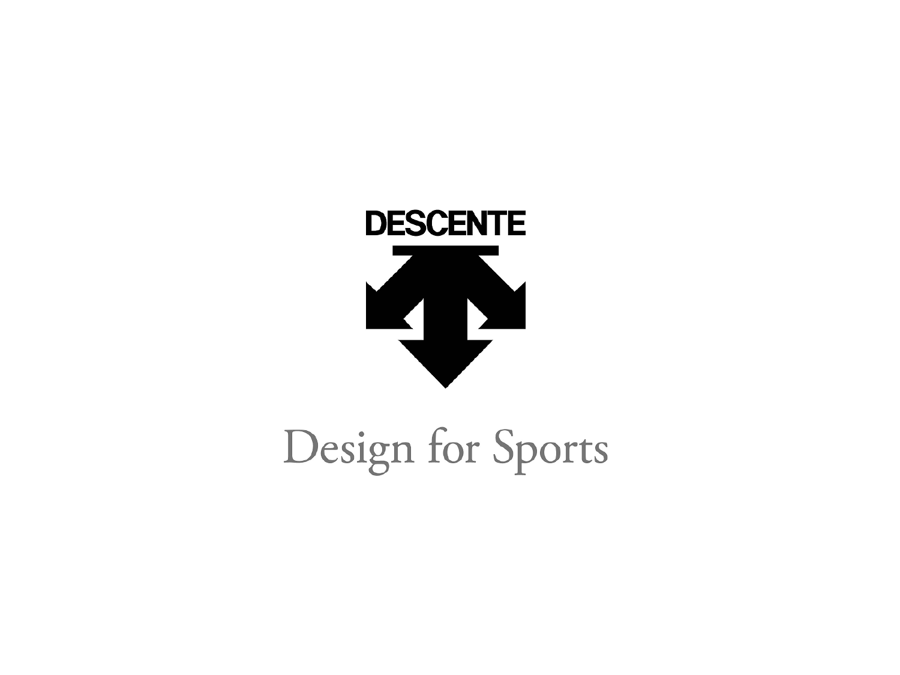DESCENTE

Design for Sports